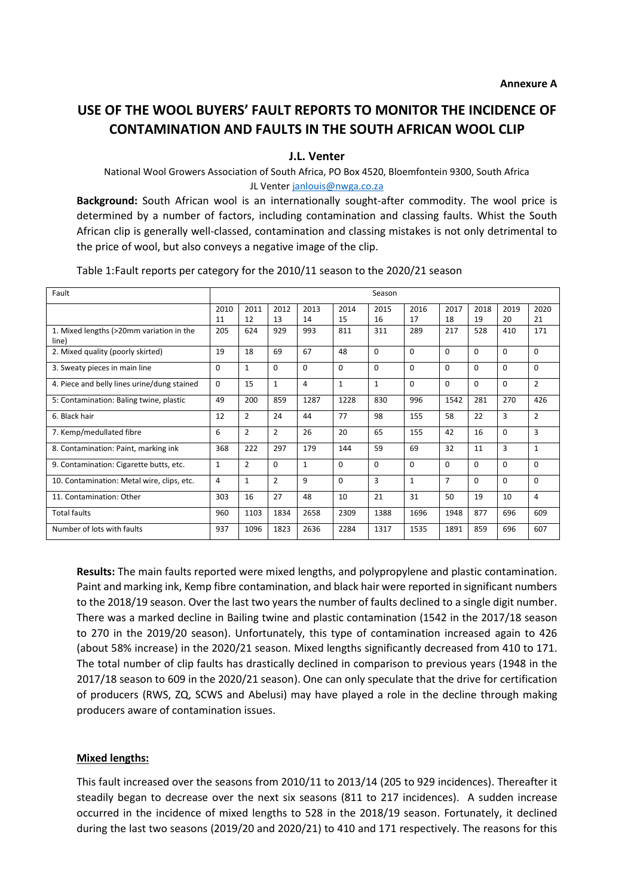**Annexure A**

# USE OF THE WOOL BUYERS' FAULT REPORTS TO MONITOR THE INCIDENCE OF CONTAMINATION AND FAULTS IN THE SOUTH AFRICAN WOOL CLIP

## J.L. Venter

National Wool Growers Association of South Africa, PO Box 4520, Bloemfontein 9300, South Africa
JL Venter janlouis@nwga.co.za

**Background:** South African wool is an internationally sought-after commodity. The wool price is determined by a number of factors, including contamination and classing faults. Whist the South African clip is generally well-classed, contamination and classing mistakes is not only detrimental to the price of wool, but also conveys a negative image of the clip.

Table 1: Fault reports per category for the 2010/11 season to the 2020/21 season

| Fault | Season | | | | | | | | | | |
|---|---|---|---|---|---|---|---|---|---|---|---|
| | 2010 11 | 2011 12 | 2012 13 | 2013 14 | 2014 15 | 2015 16 | 2016 17 | 2017 18 | 2018 19 | 2019 20 | 2020 21 |
| 1. Mixed lengths (>20mm variation in the line) | 205 | 624 | 929 | 993 | 811 | 311 | 289 | 217 | 528 | 410 | 171 |
| 2. Mixed quality (poorly skirted) | 19 | 18 | 69 | 67 | 48 | 0 | 0 | 0 | 0 | 0 | 0 |
| 3. Sweaty pieces in main line | 0 | 1 | 0 | 0 | 0 | 0 | 0 | 0 | 0 | 0 | 0 |
| 4. Piece and belly lines urine/dung stained | 0 | 15 | 1 | 4 | 1 | 1 | 0 | 0 | 0 | 0 | 2 |
| 5: Contamination: Baling twine, plastic | 49 | 200 | 859 | 1287 | 1228 | 830 | 996 | 1542 | 281 | 270 | 426 |
| 6. Black hair | 12 | 2 | 24 | 44 | 77 | 98 | 155 | 58 | 22 | 3 | 2 |
| 7. Kemp/medullated fibre | 6 | 2 | 2 | 26 | 20 | 65 | 155 | 42 | 16 | 0 | 3 |
| 8. Contamination: Paint, marking ink | 368 | 222 | 297 | 179 | 144 | 59 | 69 | 32 | 11 | 3 | 1 |
| 9. Contamination: Cigarette butts, etc. | 1 | 2 | 0 | 1 | 0 | 0 | 0 | 0 | 0 | 0 | 0 |
| 10. Contamination: Metal wire, clips, etc. | 4 | 1 | 2 | 9 | 0 | 3 | 1 | 7 | 0 | 0 | 0 |
| 11. Contamination: Other | 303 | 16 | 27 | 48 | 10 | 21 | 31 | 50 | 19 | 10 | 4 |
| Total faults | 960 | 1103 | 1834 | 2658 | 2309 | 1388 | 1696 | 1948 | 877 | 696 | 609 |
| Number of lots with faults | 937 | 1096 | 1823 | 2636 | 2284 | 1317 | 1535 | 1891 | 859 | 696 | 607 |

**Results:** The main faults reported were mixed lengths, and polypropylene and plastic contamination. Paint and marking ink, Kemp fibre contamination, and black hair were reported in significant numbers to the 2018/19 season. Over the last two years the number of faults declined to a single digit number. There was a marked decline in Bailing twine and plastic contamination (1542 in the 2017/18 season to 270 in the 2019/20 season). Unfortunately, this type of contamination increased again to 426 (about 58% increase) in the 2020/21 season. Mixed lengths significantly decreased from 410 to 171. The total number of clip faults has drastically declined in comparison to previous years (1948 in the 2017/18 season to 609 in the 2020/21 season). One can only speculate that the drive for certification of producers (RWS, ZQ, SCWS and Abelusi) may have played a role in the decline through making producers aware of contamination issues.

**<u>Mixed lengths:</u>**

This fault increased over the seasons from 2010/11 to 2013/14 (205 to 929 incidences). Thereafter it steadily began to decrease over the next six seasons (811 to 217 incidences). A sudden increase occurred in the incidence of mixed lengths to 528 in the 2018/19 season. Fortunately, it declined during the last two seasons (2019/20 and 2020/21) to 410 and 171 respectively. The reasons for this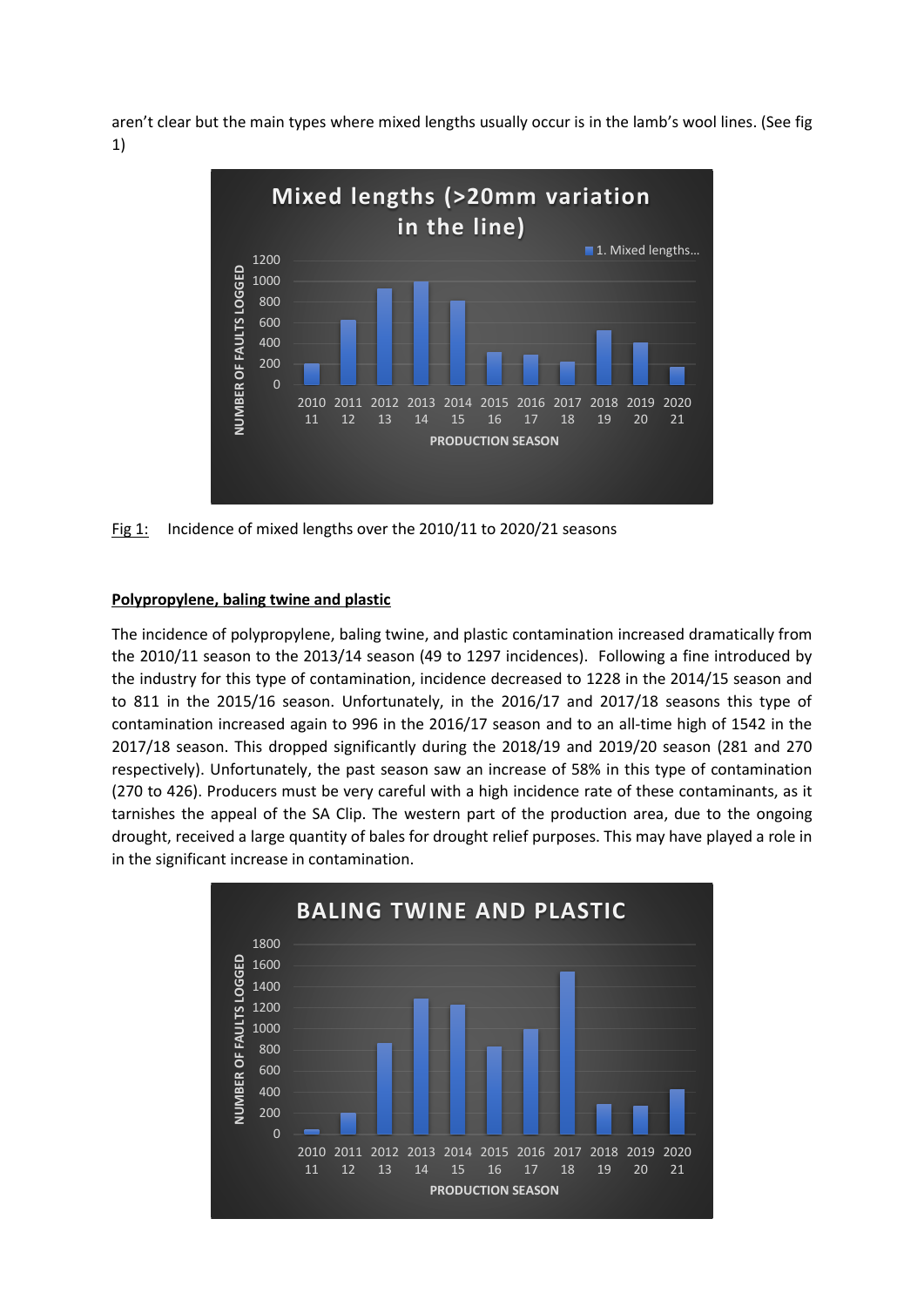aren't clear but the main types where mixed lengths usually occur is in the lamb's wool lines. (See fig 1)

Fig 1: Incidence of mixed lengths over the 2010/11 to 2020/21 seasons

**Polypropylene, baling twine and plastic**

The incidence of polypropylene, baling twine, and plastic contamination increased dramatically from the 2010/11 season to the 2013/14 season (49 to 1297 incidences). Following a fine introduced by the industry for this type of contamination, incidence decreased to 1228 in the 2014/15 season and to 811 in the 2015/16 season. Unfortunately, in the 2016/17 and 2017/18 seasons this type of contamination increased again to 996 in the 2016/17 season and to an all-time high of 1542 in the 2017/18 season. This dropped significantly during the 2018/19 and 2019/20 season (281 and 270 respectively). Unfortunately, the past season saw an increase of 58% in this type of contamination (270 to 426). Producers must be very careful with a high incidence rate of these contaminants, as it tarnishes the appeal of the SA Clip. The western part of the production area, due to the ongoing drought, received a large quantity of bales for drought relief purposes. This may have played a role in in the significant increase in contamination.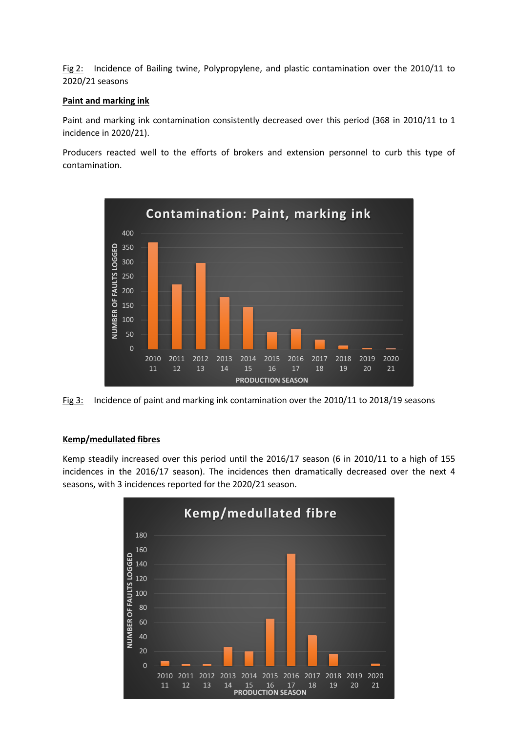Fig 2: Incidence of Bailing twine, Polypropylene, and plastic contamination over the 2010/11 to 2020/21 seasons

**Paint and marking ink**

Paint and marking ink contamination consistently decreased over this period (368 in 2010/11 to 1 incidence in 2020/21).

Producers reacted well to the efforts of brokers and extension personnel to curb this type of contamination.

Fig 3: Incidence of paint and marking ink contamination over the 2010/11 to 2018/19 seasons

**Kemp/medullated fibres**

Kemp steadily increased over this period until the 2016/17 season (6 in 2010/11 to a high of 155 incidences in the 2016/17 season). The incidences then dramatically decreased over the next 4 seasons, with 3 incidences reported for the 2020/21 season.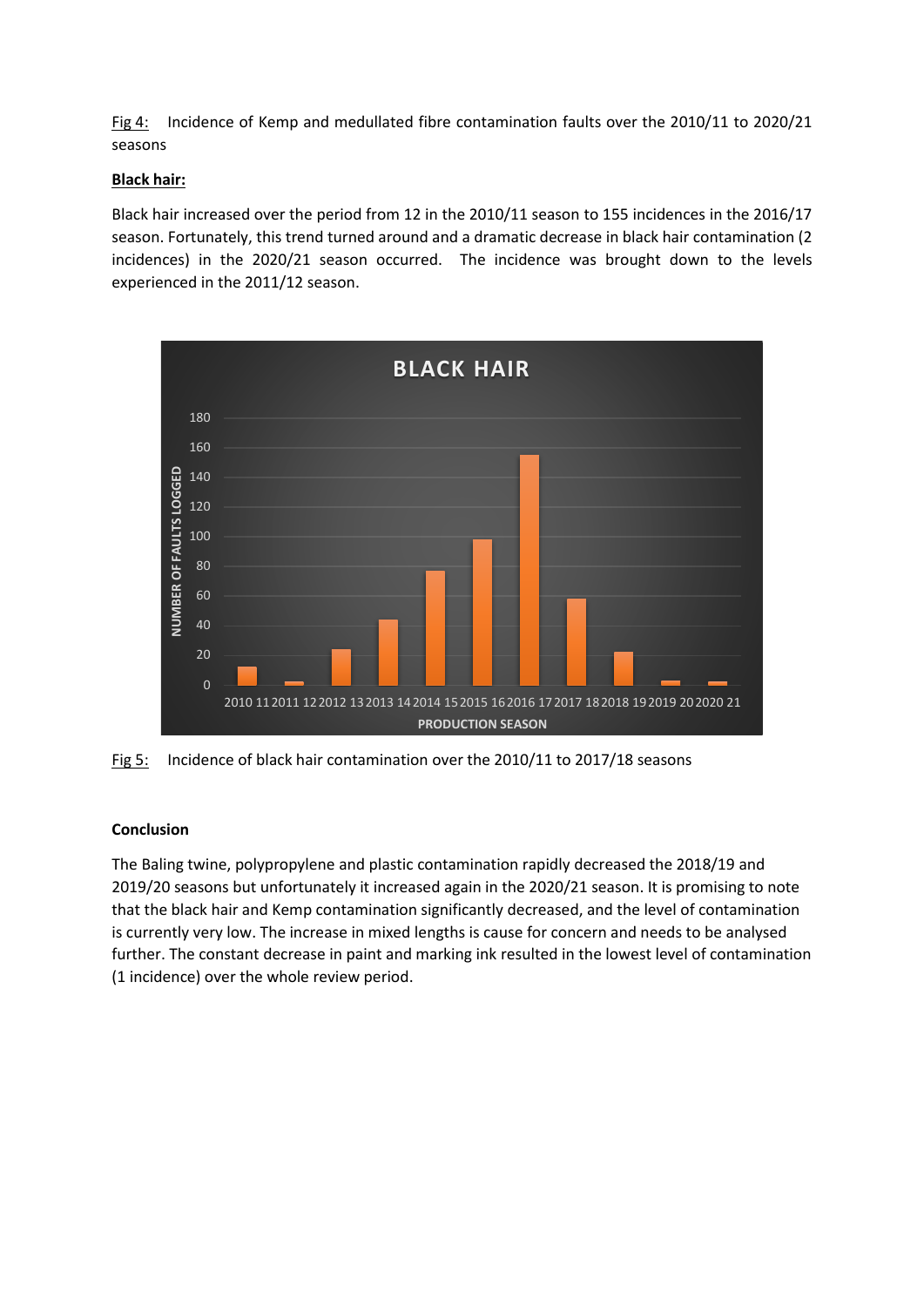Fig 4: Incidence of Kemp and medullated fibre contamination faults over the 2010/11 to 2020/21 seasons

**Black hair:**

Black hair increased over the period from 12 in the 2010/11 season to 155 incidences in the 2016/17 season. Fortunately, this trend turned around and a dramatic decrease in black hair contamination (2 incidences) in the 2020/21 season occurred. The incidence was brought down to the levels experienced in the 2011/12 season.

BLACK HAIR

NUMBER OF FAULTS LOGGED

180
160
140
120
100
80
60
40
20
0

2010 11 2011 12 2012 13 2013 14 2014 15 2015 16 2016 17 2017 18 2018 19 2019 20 2020 21

PRODUCTION SEASON

Fig 5: Incidence of black hair contamination over the 2010/11 to 2017/18 seasons

**Conclusion**

The Baling twine, polypropylene and plastic contamination rapidly decreased the 2018/19 and 2019/20 seasons but unfortunately it increased again in the 2020/21 season. It is promising to note that the black hair and Kemp contamination significantly decreased, and the level of contamination is currently very low. The increase in mixed lengths is cause for concern and needs to be analysed further. The constant decrease in paint and marking ink resulted in the lowest level of contamination (1 incidence) over the whole review period.